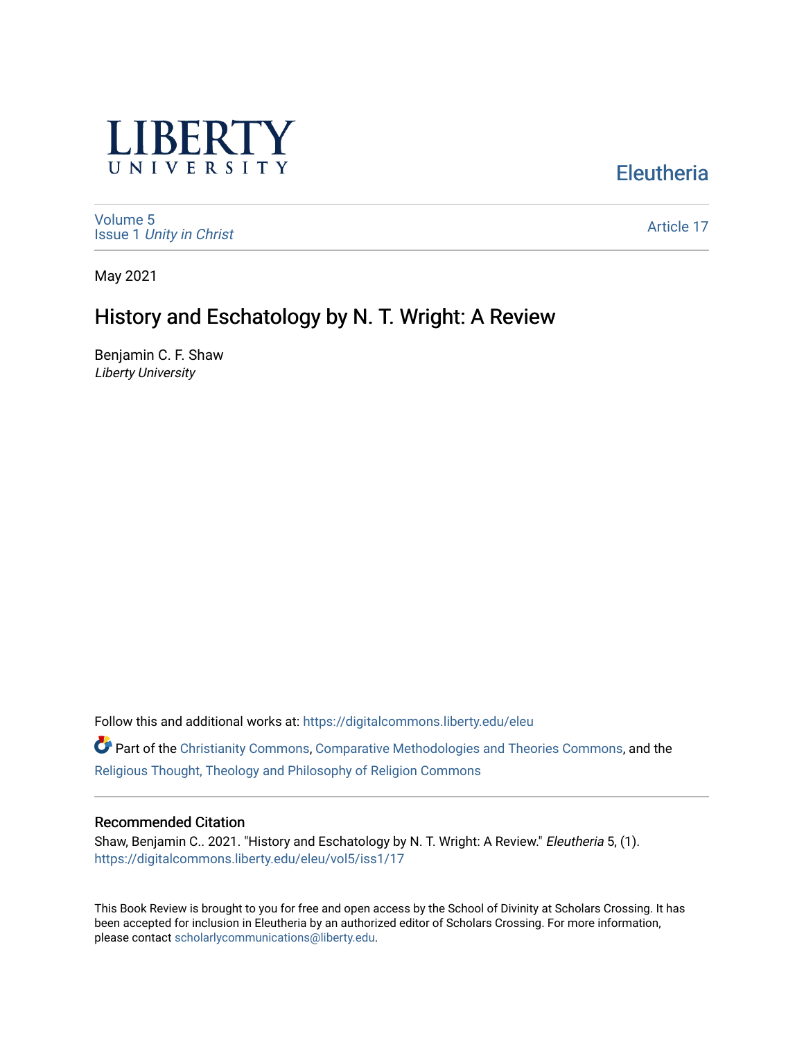LIBERTY UNIVERSITY

Eleutheria

Volume 5
Issue 1 *Unity in Christ*

Article 17

May 2021

# History and Eschatology by N. T. Wright: A Review

Benjamin C. F. Shaw
*Liberty University*

Follow this and additional works at: https://digitalcommons.liberty.edu/eleu

Part of the Christianity Commons, Comparative Methodologies and Theories Commons, and the Religious Thought, Theology and Philosophy of Religion Commons

## Recommended Citation

Shaw, Benjamin C.. 2021. "History and Eschatology by N. T. Wright: A Review." *Eleutheria* 5, (1). https://digitalcommons.liberty.edu/eleu/vol5/iss1/17

This Book Review is brought to you for free and open access by the School of Divinity at Scholars Crossing. It has been accepted for inclusion in Eleutheria by an authorized editor of Scholars Crossing. For more information, please contact scholarlycommunications@liberty.edu.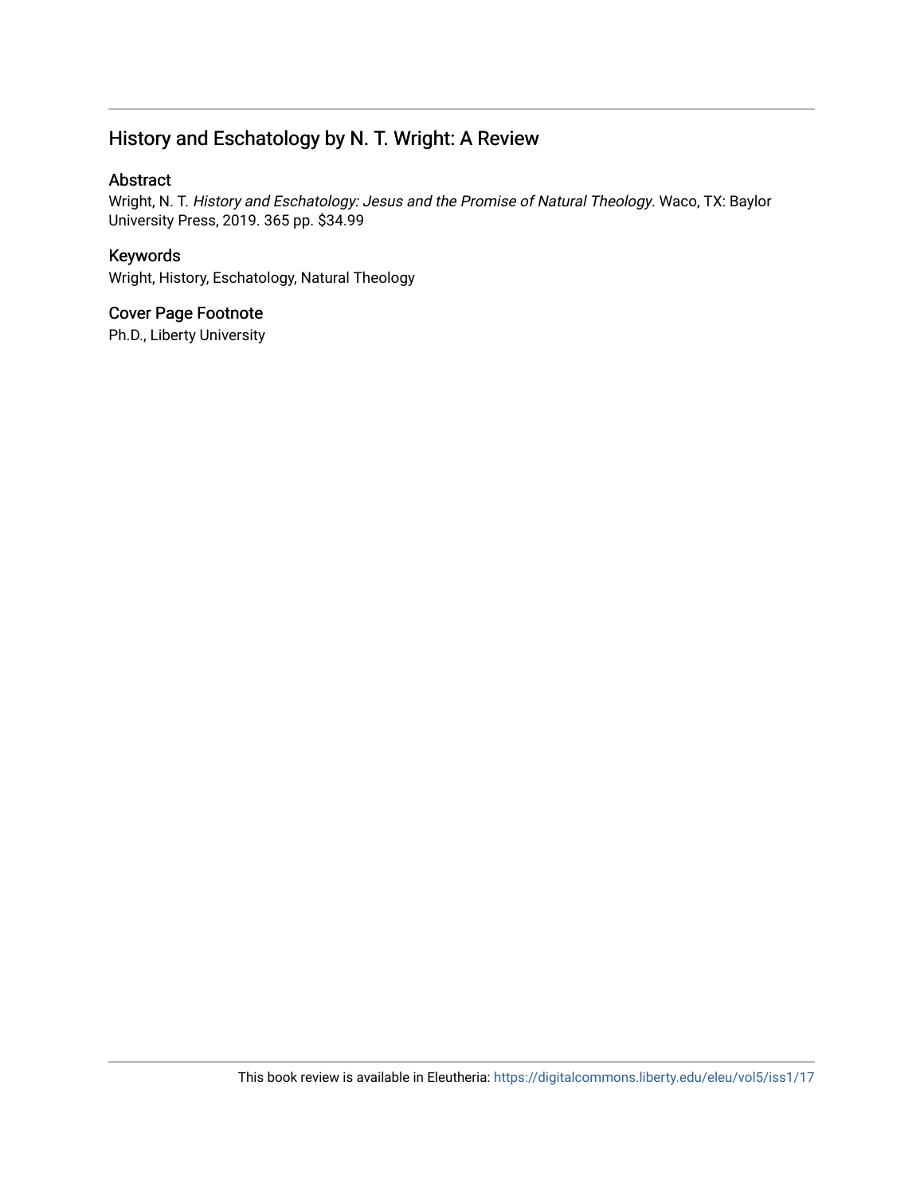# History and Eschatology by N. T. Wright: A Review

## Abstract

Wright, N. T. *History and Eschatology: Jesus and the Promise of Natural Theology*. Waco, TX: Baylor University Press, 2019. 365 pp. $34.99

## Keywords

Wright, History, Eschatology, Natural Theology

## Cover Page Footnote

Ph.D., Liberty University

This book review is available in Eleutheria: https://digitalcommons.liberty.edu/eleu/vol5/iss1/17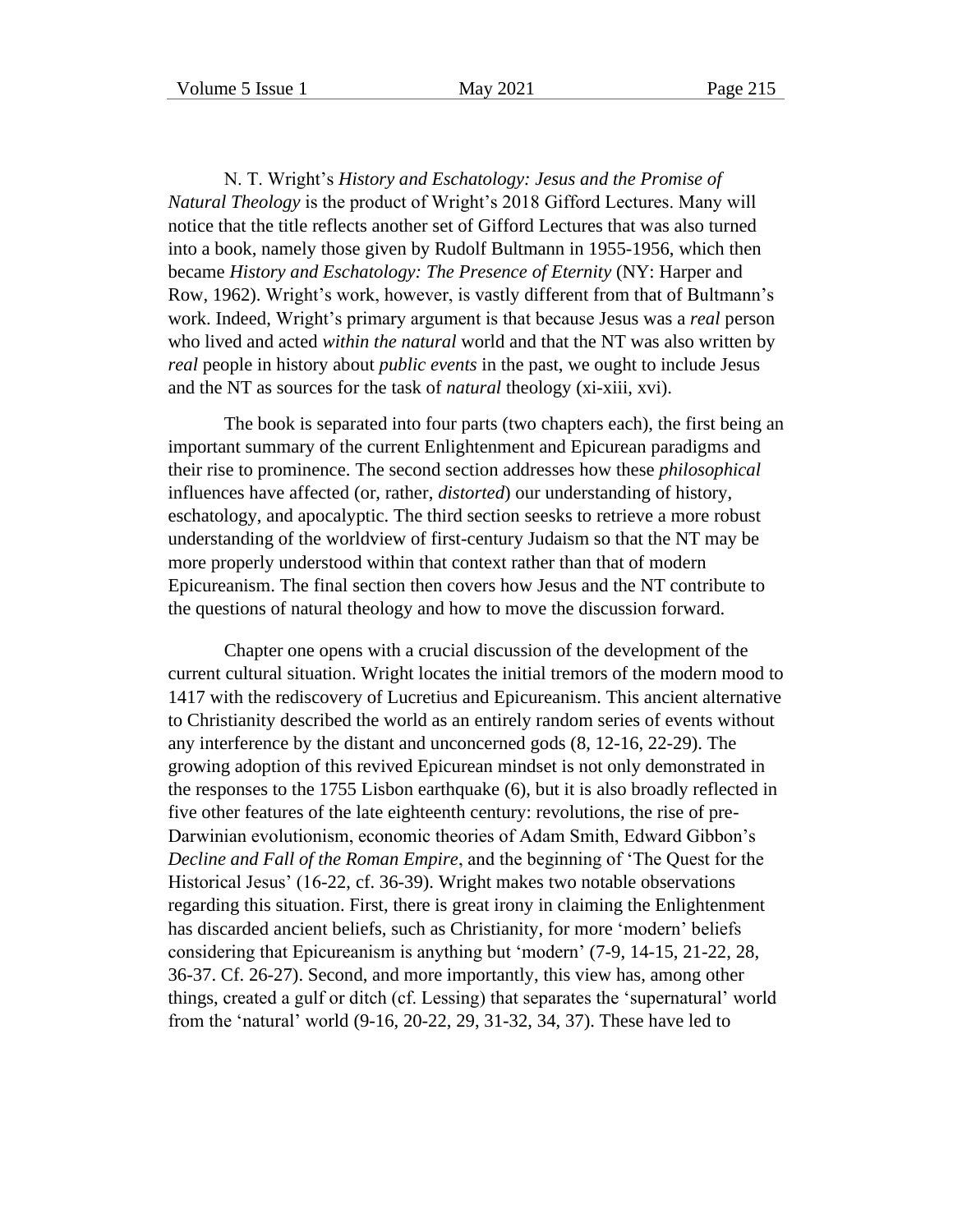N. T. Wright's *History and Eschatology: Jesus and the Promise of Natural Theology* is the product of Wright's 2018 Gifford Lectures. Many will notice that the title reflects another set of Gifford Lectures that was also turned into a book, namely those given by Rudolf Bultmann in 1955-1956, which then became *History and Eschatology: The Presence of Eternity* (NY: Harper and Row, 1962). Wright's work, however, is vastly different from that of Bultmann's work. Indeed, Wright's primary argument is that because Jesus was a *real* person who lived and acted *within the natural* world and that the NT was also written by *real* people in history about *public events* in the past, we ought to include Jesus and the NT as sources for the task of *natural* theology (xi-xiii, xvi).

The book is separated into four parts (two chapters each), the first being an important summary of the current Enlightenment and Epicurean paradigms and their rise to prominence. The second section addresses how these *philosophical* influences have affected (or, rather, *distorted*) our understanding of history, eschatology, and apocalyptic. The third section seesks to retrieve a more robust understanding of the worldview of first-century Judaism so that the NT may be more properly understood within that context rather than that of modern Epicureanism. The final section then covers how Jesus and the NT contribute to the questions of natural theology and how to move the discussion forward.

Chapter one opens with a crucial discussion of the development of the current cultural situation. Wright locates the initial tremors of the modern mood to 1417 with the rediscovery of Lucretius and Epicureanism. This ancient alternative to Christianity described the world as an entirely random series of events without any interference by the distant and unconcerned gods (8, 12-16, 22-29). The growing adoption of this revived Epicurean mindset is not only demonstrated in the responses to the 1755 Lisbon earthquake (6), but it is also broadly reflected in five other features of the late eighteenth century: revolutions, the rise of pre-Darwinian evolutionism, economic theories of Adam Smith, Edward Gibbon's *Decline and Fall of the Roman Empire*, and the beginning of 'The Quest for the Historical Jesus' (16-22, cf. 36-39). Wright makes two notable observations regarding this situation. First, there is great irony in claiming the Enlightenment has discarded ancient beliefs, such as Christianity, for more 'modern' beliefs considering that Epicureanism is anything but 'modern' (7-9, 14-15, 21-22, 28, 36-37. Cf. 26-27). Second, and more importantly, this view has, among other things, created a gulf or ditch (cf. Lessing) that separates the 'supernatural' world from the 'natural' world (9-16, 20-22, 29, 31-32, 34, 37). These have led to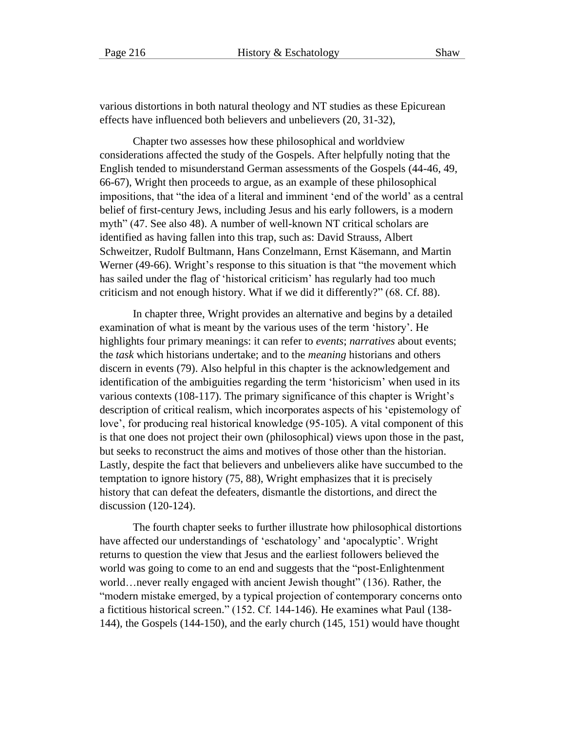various distortions in both natural theology and NT studies as these Epicurean effects have influenced both believers and unbelievers (20, 31-32),

Chapter two assesses how these philosophical and worldview considerations affected the study of the Gospels. After helpfully noting that the English tended to misunderstand German assessments of the Gospels (44-46, 49, 66-67), Wright then proceeds to argue, as an example of these philosophical impositions, that "the idea of a literal and imminent 'end of the world' as a central belief of first-century Jews, including Jesus and his early followers, is a modern myth" (47. See also 48). A number of well-known NT critical scholars are identified as having fallen into this trap, such as: David Strauss, Albert Schweitzer, Rudolf Bultmann, Hans Conzelmann, Ernst Käsemann, and Martin Werner (49-66). Wright's response to this situation is that "the movement which has sailed under the flag of 'historical criticism' has regularly had too much criticism and not enough history. What if we did it differently?" (68. Cf. 88).

In chapter three, Wright provides an alternative and begins by a detailed examination of what is meant by the various uses of the term 'history'. He highlights four primary meanings: it can refer to *events*; *narratives* about events; the *task* which historians undertake; and to the *meaning* historians and others discern in events (79). Also helpful in this chapter is the acknowledgement and identification of the ambiguities regarding the term 'historicism' when used in its various contexts (108-117). The primary significance of this chapter is Wright's description of critical realism, which incorporates aspects of his 'epistemology of love', for producing real historical knowledge (95-105). A vital component of this is that one does not project their own (philosophical) views upon those in the past, but seeks to reconstruct the aims and motives of those other than the historian. Lastly, despite the fact that believers and unbelievers alike have succumbed to the temptation to ignore history (75, 88), Wright emphasizes that it is precisely history that can defeat the defeaters, dismantle the distortions, and direct the discussion (120-124).

The fourth chapter seeks to further illustrate how philosophical distortions have affected our understandings of 'eschatology' and 'apocalyptic'. Wright returns to question the view that Jesus and the earliest followers believed the world was going to come to an end and suggests that the "post-Enlightenment world…never really engaged with ancient Jewish thought" (136). Rather, the "modern mistake emerged, by a typical projection of contemporary concerns onto a fictitious historical screen." (152. Cf. 144-146). He examines what Paul (138-144), the Gospels (144-150), and the early church (145, 151) would have thought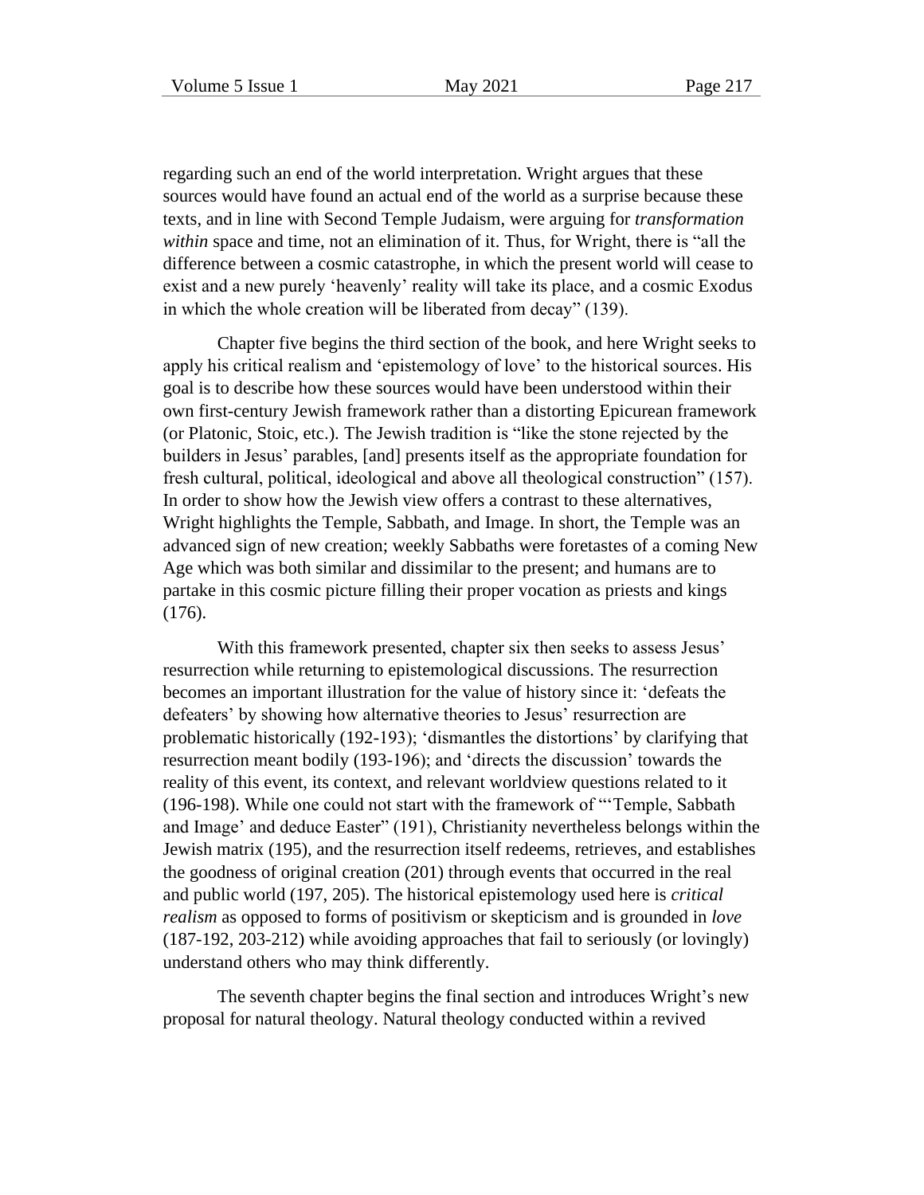regarding such an end of the world interpretation. Wright argues that these sources would have found an actual end of the world as a surprise because these texts, and in line with Second Temple Judaism, were arguing for *transformation within* space and time, not an elimination of it. Thus, for Wright, there is "all the difference between a cosmic catastrophe, in which the present world will cease to exist and a new purely 'heavenly' reality will take its place, and a cosmic Exodus in which the whole creation will be liberated from decay" (139).

Chapter five begins the third section of the book, and here Wright seeks to apply his critical realism and 'epistemology of love' to the historical sources. His goal is to describe how these sources would have been understood within their own first-century Jewish framework rather than a distorting Epicurean framework (or Platonic, Stoic, etc.). The Jewish tradition is "like the stone rejected by the builders in Jesus' parables, [and] presents itself as the appropriate foundation for fresh cultural, political, ideological and above all theological construction" (157). In order to show how the Jewish view offers a contrast to these alternatives, Wright highlights the Temple, Sabbath, and Image. In short, the Temple was an advanced sign of new creation; weekly Sabbaths were foretastes of a coming New Age which was both similar and dissimilar to the present; and humans are to partake in this cosmic picture filling their proper vocation as priests and kings (176).

With this framework presented, chapter six then seeks to assess Jesus' resurrection while returning to epistemological discussions. The resurrection becomes an important illustration for the value of history since it: 'defeats the defeaters' by showing how alternative theories to Jesus' resurrection are problematic historically (192-193); 'dismantles the distortions' by clarifying that resurrection meant bodily (193-196); and 'directs the discussion' towards the reality of this event, its context, and relevant worldview questions related to it (196-198). While one could not start with the framework of "'Temple, Sabbath and Image' and deduce Easter" (191), Christianity nevertheless belongs within the Jewish matrix (195), and the resurrection itself redeems, retrieves, and establishes the goodness of original creation (201) through events that occurred in the real and public world (197, 205). The historical epistemology used here is *critical realism* as opposed to forms of positivism or skepticism and is grounded in *love* (187-192, 203-212) while avoiding approaches that fail to seriously (or lovingly) understand others who may think differently.

The seventh chapter begins the final section and introduces Wright's new proposal for natural theology. Natural theology conducted within a revived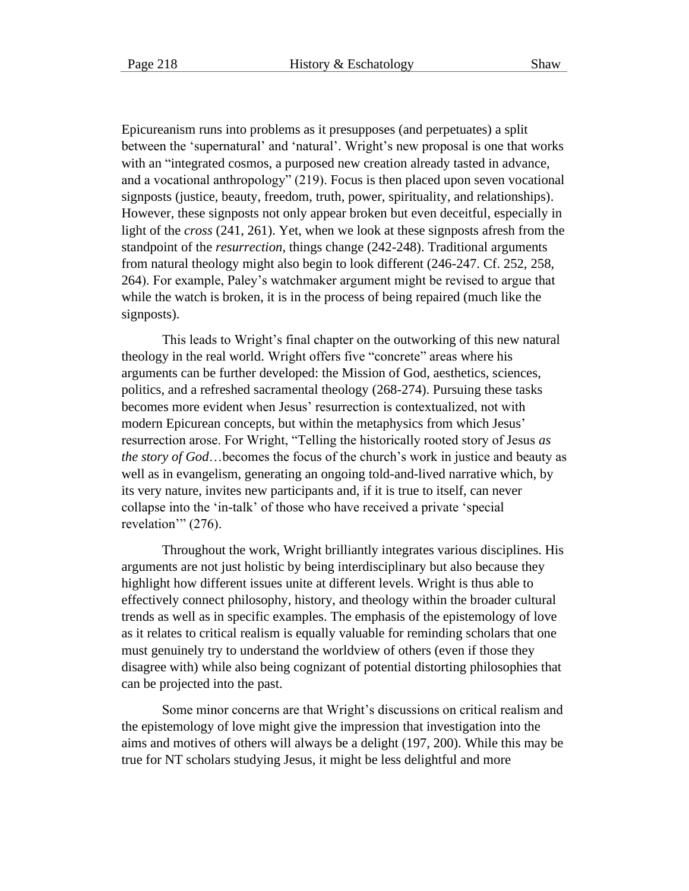Epicureanism runs into problems as it presupposes (and perpetuates) a split between the 'supernatural' and 'natural'. Wright's new proposal is one that works with an "integrated cosmos, a purposed new creation already tasted in advance, and a vocational anthropology" (219). Focus is then placed upon seven vocational signposts (justice, beauty, freedom, truth, power, spirituality, and relationships). However, these signposts not only appear broken but even deceitful, especially in light of the *cross* (241, 261). Yet, when we look at these signposts afresh from the standpoint of the *resurrection*, things change (242-248). Traditional arguments from natural theology might also begin to look different (246-247. Cf. 252, 258, 264). For example, Paley's watchmaker argument might be revised to argue that while the watch is broken, it is in the process of being repaired (much like the signposts).

This leads to Wright's final chapter on the outworking of this new natural theology in the real world. Wright offers five "concrete" areas where his arguments can be further developed: the Mission of God, aesthetics, sciences, politics, and a refreshed sacramental theology (268-274). Pursuing these tasks becomes more evident when Jesus' resurrection is contextualized, not with modern Epicurean concepts, but within the metaphysics from which Jesus' resurrection arose. For Wright, "Telling the historically rooted story of Jesus *as the story of God*…becomes the focus of the church's work in justice and beauty as well as in evangelism, generating an ongoing told-and-lived narrative which, by its very nature, invites new participants and, if it is true to itself, can never collapse into the 'in-talk' of those who have received a private 'special revelation'" (276).

Throughout the work, Wright brilliantly integrates various disciplines. His arguments are not just holistic by being interdisciplinary but also because they highlight how different issues unite at different levels. Wright is thus able to effectively connect philosophy, history, and theology within the broader cultural trends as well as in specific examples. The emphasis of the epistemology of love as it relates to critical realism is equally valuable for reminding scholars that one must genuinely try to understand the worldview of others (even if those they disagree with) while also being cognizant of potential distorting philosophies that can be projected into the past.

Some minor concerns are that Wright's discussions on critical realism and the epistemology of love might give the impression that investigation into the aims and motives of others will always be a delight (197, 200). While this may be true for NT scholars studying Jesus, it might be less delightful and more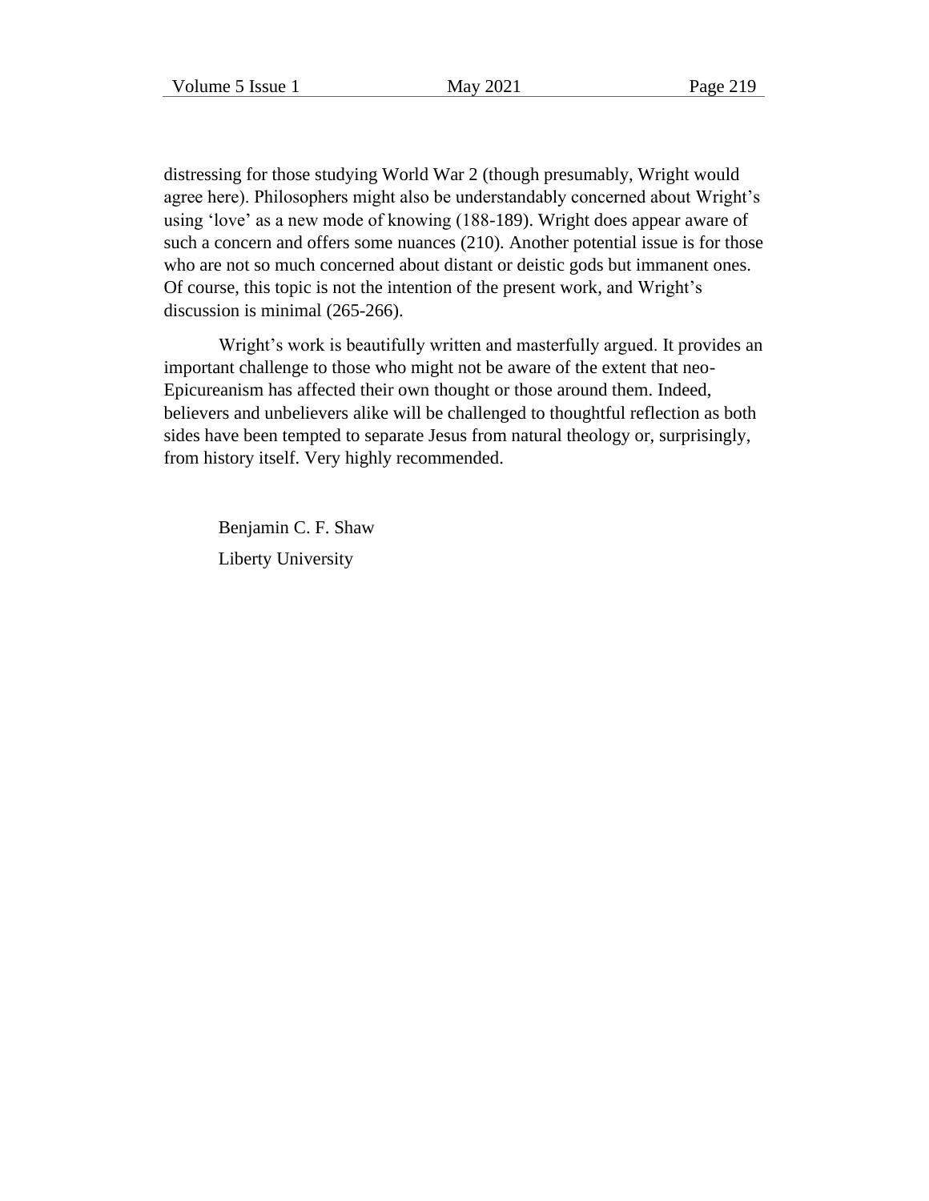distressing for those studying World War 2 (though presumably, Wright would agree here). Philosophers might also be understandably concerned about Wright's using 'love' as a new mode of knowing (188-189). Wright does appear aware of such a concern and offers some nuances (210). Another potential issue is for those who are not so much concerned about distant or deistic gods but immanent ones. Of course, this topic is not the intention of the present work, and Wright's discussion is minimal (265-266).

Wright's work is beautifully written and masterfully argued. It provides an important challenge to those who might not be aware of the extent that neo-Epicureanism has affected their own thought or those around them. Indeed, believers and unbelievers alike will be challenged to thoughtful reflection as both sides have been tempted to separate Jesus from natural theology or, surprisingly, from history itself. Very highly recommended.

Benjamin C. F. Shaw

Liberty University